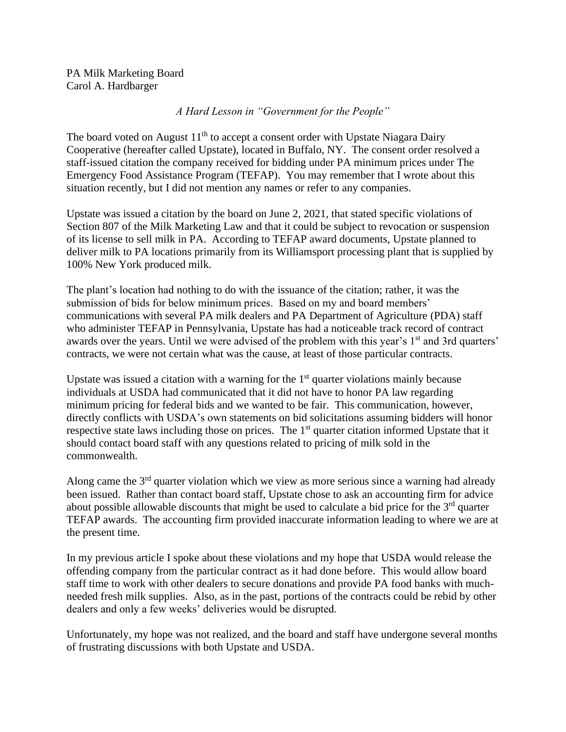PA Milk Marketing Board
Carol A. Hardbarger

*A Hard Lesson in "Government for the People"*

The board voted on August 11th to accept a consent order with Upstate Niagara Dairy Cooperative (hereafter called Upstate), located in Buffalo, NY. The consent order resolved a staff-issued citation the company received for bidding under PA minimum prices under The Emergency Food Assistance Program (TEFAP). You may remember that I wrote about this situation recently, but I did not mention any names or refer to any companies.

Upstate was issued a citation by the board on June 2, 2021, that stated specific violations of Section 807 of the Milk Marketing Law and that it could be subject to revocation or suspension of its license to sell milk in PA. According to TEFAP award documents, Upstate planned to deliver milk to PA locations primarily from its Williamsport processing plant that is supplied by 100% New York produced milk.

The plant's location had nothing to do with the issuance of the citation; rather, it was the submission of bids for below minimum prices. Based on my and board members' communications with several PA milk dealers and PA Department of Agriculture (PDA) staff who administer TEFAP in Pennsylvania, Upstate has had a noticeable track record of contract awards over the years. Until we were advised of the problem with this year's 1st and 3rd quarters' contracts, we were not certain what was the cause, at least of those particular contracts.

Upstate was issued a citation with a warning for the 1st quarter violations mainly because individuals at USDA had communicated that it did not have to honor PA law regarding minimum pricing for federal bids and we wanted to be fair. This communication, however, directly conflicts with USDA's own statements on bid solicitations assuming bidders will honor respective state laws including those on prices. The 1st quarter citation informed Upstate that it should contact board staff with any questions related to pricing of milk sold in the commonwealth.

Along came the 3rd quarter violation which we view as more serious since a warning had already been issued. Rather than contact board staff, Upstate chose to ask an accounting firm for advice about possible allowable discounts that might be used to calculate a bid price for the 3rd quarter TEFAP awards. The accounting firm provided inaccurate information leading to where we are at the present time.

In my previous article I spoke about these violations and my hope that USDA would release the offending company from the particular contract as it had done before. This would allow board staff time to work with other dealers to secure donations and provide PA food banks with much-needed fresh milk supplies. Also, as in the past, portions of the contracts could be rebid by other dealers and only a few weeks' deliveries would be disrupted.

Unfortunately, my hope was not realized, and the board and staff have undergone several months of frustrating discussions with both Upstate and USDA.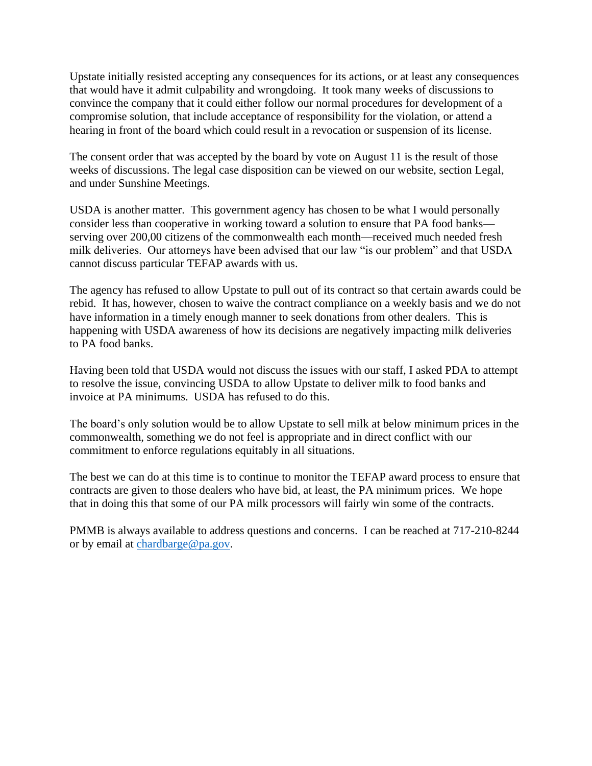Upstate initially resisted accepting any consequences for its actions, or at least any consequences that would have it admit culpability and wrongdoing. It took many weeks of discussions to convince the company that it could either follow our normal procedures for development of a compromise solution, that include acceptance of responsibility for the violation, or attend a hearing in front of the board which could result in a revocation or suspension of its license.

The consent order that was accepted by the board by vote on August 11 is the result of those weeks of discussions. The legal case disposition can be viewed on our website, section Legal, and under Sunshine Meetings.

USDA is another matter. This government agency has chosen to be what I would personally consider less than cooperative in working toward a solution to ensure that PA food banks—serving over 200,00 citizens of the commonwealth each month—received much needed fresh milk deliveries. Our attorneys have been advised that our law "is our problem" and that USDA cannot discuss particular TEFAP awards with us.

The agency has refused to allow Upstate to pull out of its contract so that certain awards could be rebid. It has, however, chosen to waive the contract compliance on a weekly basis and we do not have information in a timely enough manner to seek donations from other dealers. This is happening with USDA awareness of how its decisions are negatively impacting milk deliveries to PA food banks.

Having been told that USDA would not discuss the issues with our staff, I asked PDA to attempt to resolve the issue, convincing USDA to allow Upstate to deliver milk to food banks and invoice at PA minimums. USDA has refused to do this.

The board's only solution would be to allow Upstate to sell milk at below minimum prices in the commonwealth, something we do not feel is appropriate and in direct conflict with our commitment to enforce regulations equitably in all situations.

The best we can do at this time is to continue to monitor the TEFAP award process to ensure that contracts are given to those dealers who have bid, at least, the PA minimum prices. We hope that in doing this that some of our PA milk processors will fairly win some of the contracts.

PMMB is always available to address questions and concerns. I can be reached at 717-210-8244 or by email at chardbarge@pa.gov.